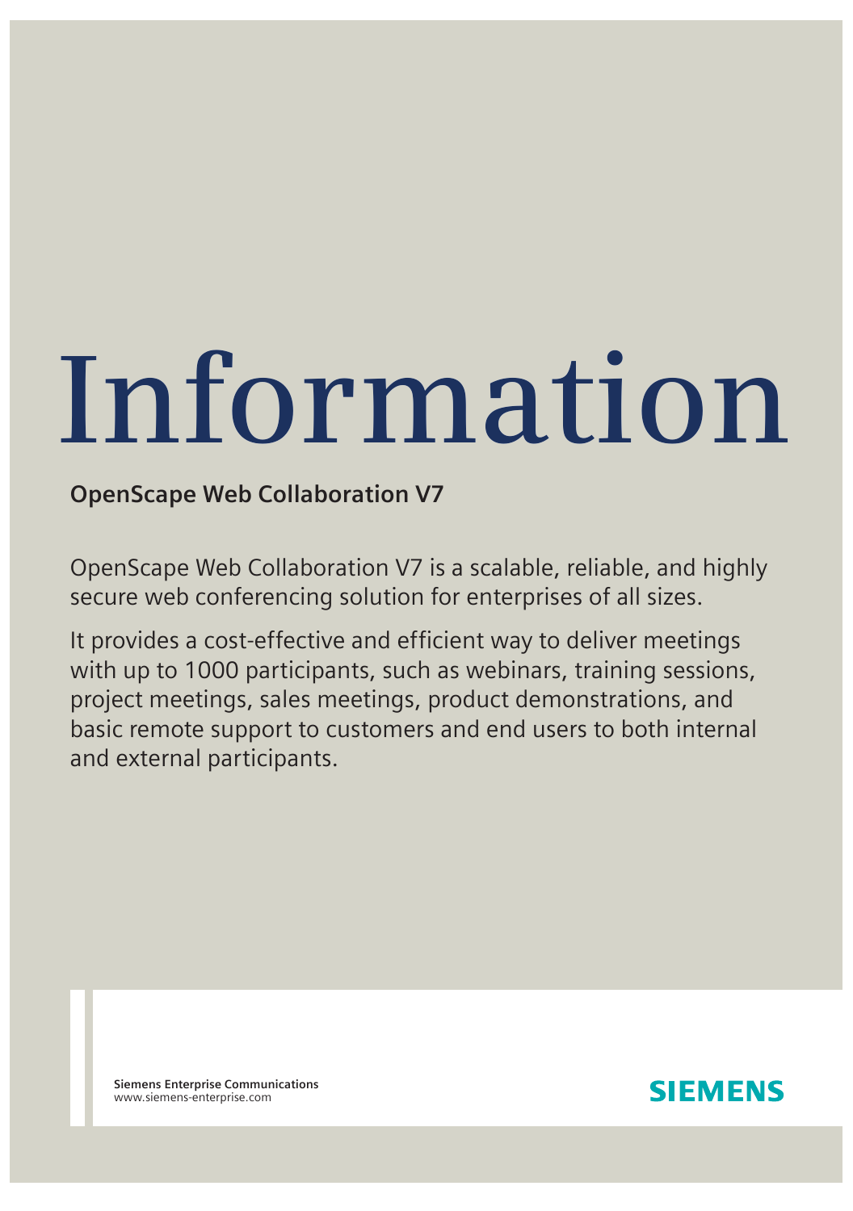# Information

## OpenScape Web Collaboration V7

OpenScape Web Collaboration V7 is a scalable, reliable, and highly secure web conferencing solution for enterprises of all sizes.

It provides a cost-effective and efficient way to deliver meetings with up to 1000 participants, such as webinars, training sessions, project meetings, sales meetings, product demonstrations, and basic remote support to customers and end users to both internal and external participants.

**Siemens Enterprise Communications**
www.siemens-enterprise.com

SIEMENS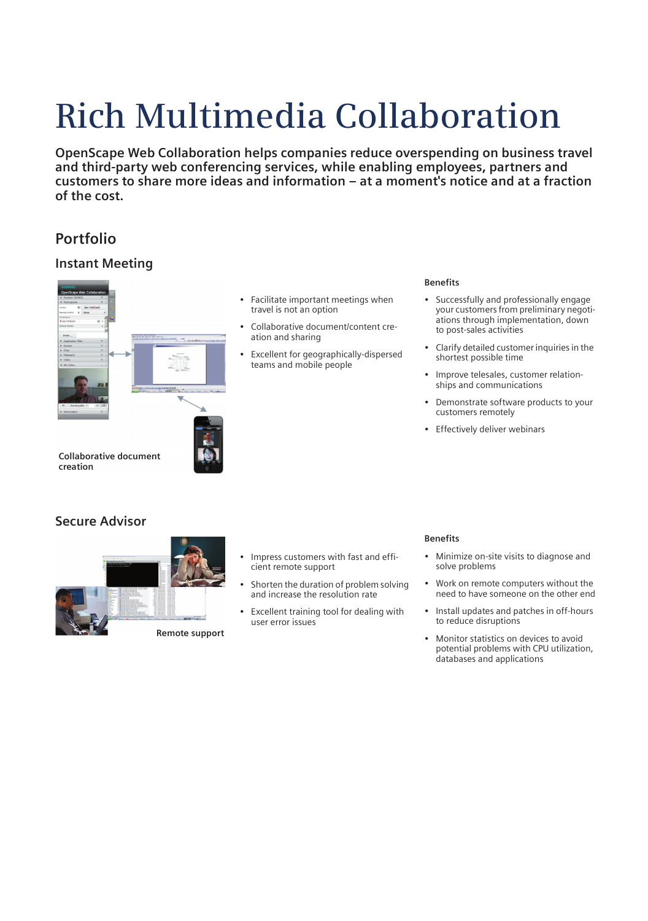# Rich Multimedia Collaboration

**OpenScape Web Collaboration helps companies reduce overspending on business travel and third-party web conferencing services, while enabling employees, partners and customers to share more ideas and information – at a moment's notice and at a fraction of the cost.**

## Portfolio

### Instant Meeting

Collaborative document creation

- Facilitate important meetings when travel is not an option
- Collaborative document/content creation and sharing
- Excellent for geographically-dispersed teams and mobile people

**Benefits**

- Successfully and professionally engage your customers from preliminary negotiations through implementation, down to post-sales activities
- Clarify detailed customer inquiries in the shortest possible time
- Improve telesales, customer relationships and communications
- Demonstrate software products to your customers remotely
- Effectively deliver webinars

### Secure Advisor

Remote support

- Impress customers with fast and efficient remote support
- Shorten the duration of problem solving and increase the resolution rate
- Excellent training tool for dealing with user error issues

**Benefits**

- Minimize on-site visits to diagnose and solve problems
- Work on remote computers without the need to have someone on the other end
- Install updates and patches in off-hours to reduce disruptions
- Monitor statistics on devices to avoid potential problems with CPU utilization, databases and applications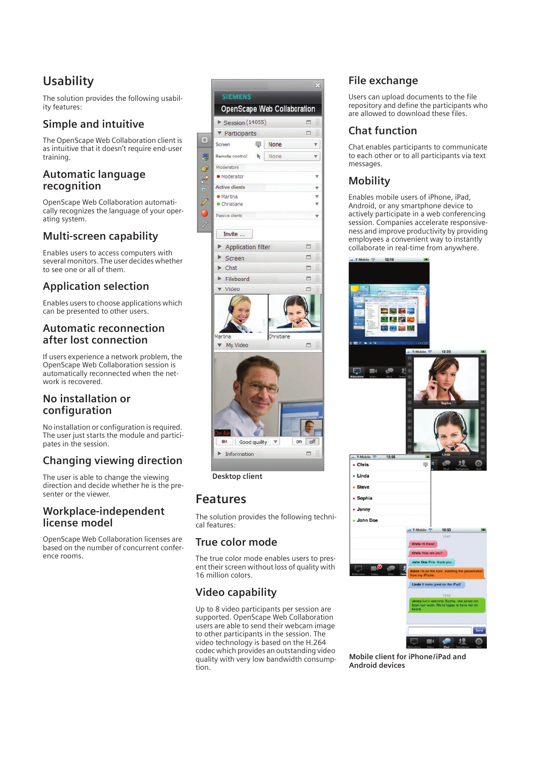## Usability

The solution provides the following usability features:

### Simple and intuitive

The OpenScape Web Collaboration client is as intuitive that it doesn't require end-user training.

### Automatic language recognition

OpenScape Web Collaboration automatically recognizes the language of your operating system.

### Multi-screen capability

Enables users to access computers with several monitors. The user decides whether to see one or all of them.

### Application selection

Enables users to choose applications which can be presented to other users.

### Automatic reconnection after lost connection

If users experience a network problem, the OpenScape Web Collaboration session is automatically reconnected when the network is recovered.

### No installation or configuration

No installation or configuration is required. The user just starts the module and participates in the session.

### Changing viewing direction

The user is able to change the viewing direction and decide whether he is the presenter or the viewer.

### Workplace-independent license model

OpenScape Web Collaboration licenses are based on the number of concurrent conference rooms.

Desktop client

## Features

The solution provides the following technical features:

### True color mode

The true color mode enables users to present their screen without loss of quality with 16 million colors.

### Video capability

Up to 8 video participants per session are supported. OpenScape Web Collaboration users are able to send their webcam image to other participants in the session. The video technology is based on the H.264 codec which provides an outstanding video quality with very low bandwidth consumption.

### File exchange

Users can upload documents to the file repository and define the participants who are allowed to download these files.

### Chat function

Chat enables participants to communicate to each other or to all participants via text messages.

### Mobility

Enables mobile users of iPhone, iPad, Android, or any smartphone device to actively participate in a web conferencing session. Companies accelerate responsiveness and improve productivity by providing employees a convenient way to instantly collaborate in real-time from anywhere.

Mobile client for iPhone/iPad and Android devices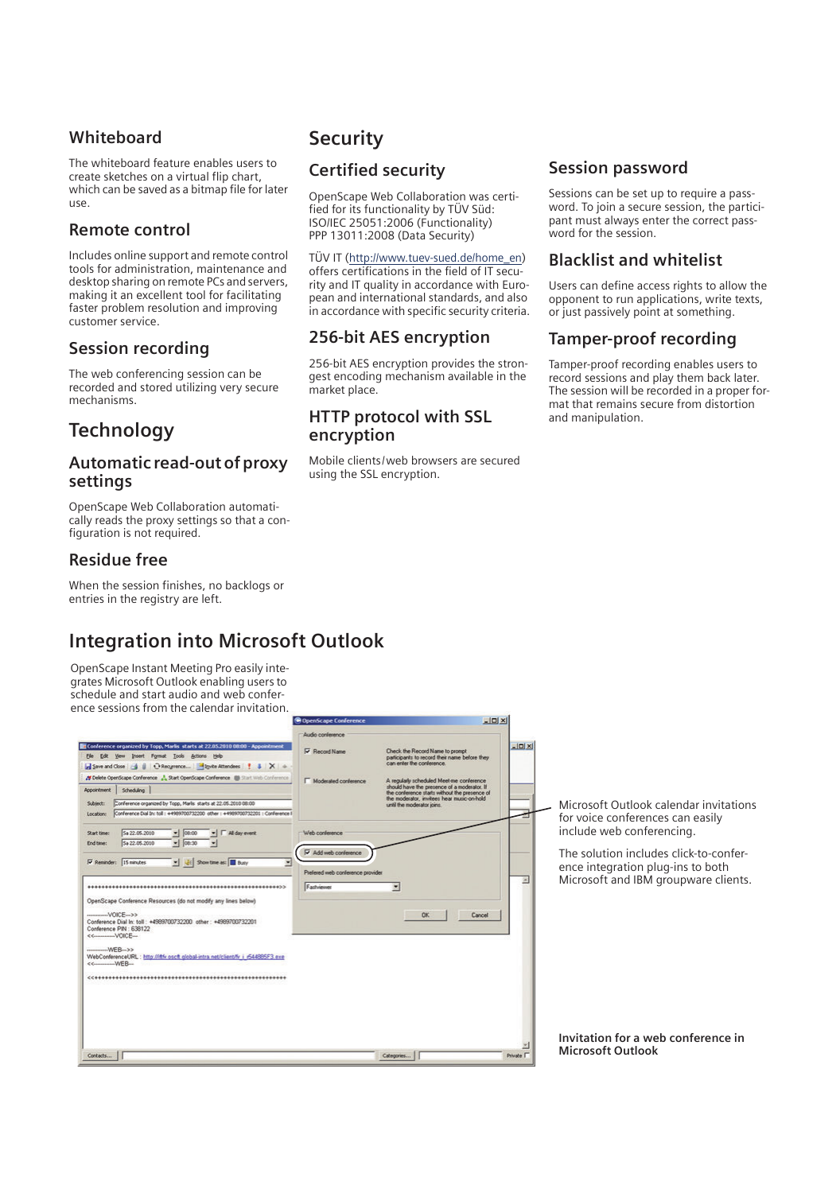## Whiteboard

The whiteboard feature enables users to create sketches on a virtual flip chart, which can be saved as a bitmap file for later use.

## Remote control

Includes online support and remote control tools for administration, maintenance and desktop sharing on remote PCs and servers, making it an excellent tool for facilitating faster problem resolution and improving customer service.

## Session recording

The web conferencing session can be recorded and stored utilizing very secure mechanisms.

# Technology

## Automatic read-out of proxy settings

OpenScape Web Collaboration automatically reads the proxy settings so that a configuration is not required.

## Residue free

When the session finishes, no backlogs or entries in the registry are left.

# Security

## Certified security

OpenScape Web Collaboration was certified for its functionality by TÜV Süd:
ISO/IEC 25051:2006 (Functionality)
PPP 13011:2008 (Data Security)

TÜV IT (http://www.tuev-sued.de/home_en) offers certifications in the field of IT security and IT quality in accordance with European and international standards, and also in accordance with specific security criteria.

## 256-bit AES encryption

256-bit AES encryption provides the strongest encoding mechanism available in the market place.

## HTTP protocol with SSL encryption

Mobile clients/web browsers are secured using the SSL encryption.

## Session password

Sessions can be set up to require a password. To join a secure session, the participant must always enter the correct password for the session.

## Blacklist and whitelist

Users can define access rights to allow the opponent to run applications, write texts, or just passively point at something.

## Tamper-proof recording

Tamper-proof recording enables users to record sessions and play them back later. The session will be recorded in a proper format that remains secure from distortion and manipulation.

# Integration into Microsoft Outlook

OpenScape Instant Meeting Pro easily integrates Microsoft Outlook enabling users to schedule and start audio and web conference sessions from the calendar invitation.

Microsoft Outlook calendar invitations for voice conferences can easily include web conferencing.

The solution includes click-to-conference integration plug-ins to both Microsoft and IBM groupware clients.

**Invitation for a web conference in Microsoft Outlook**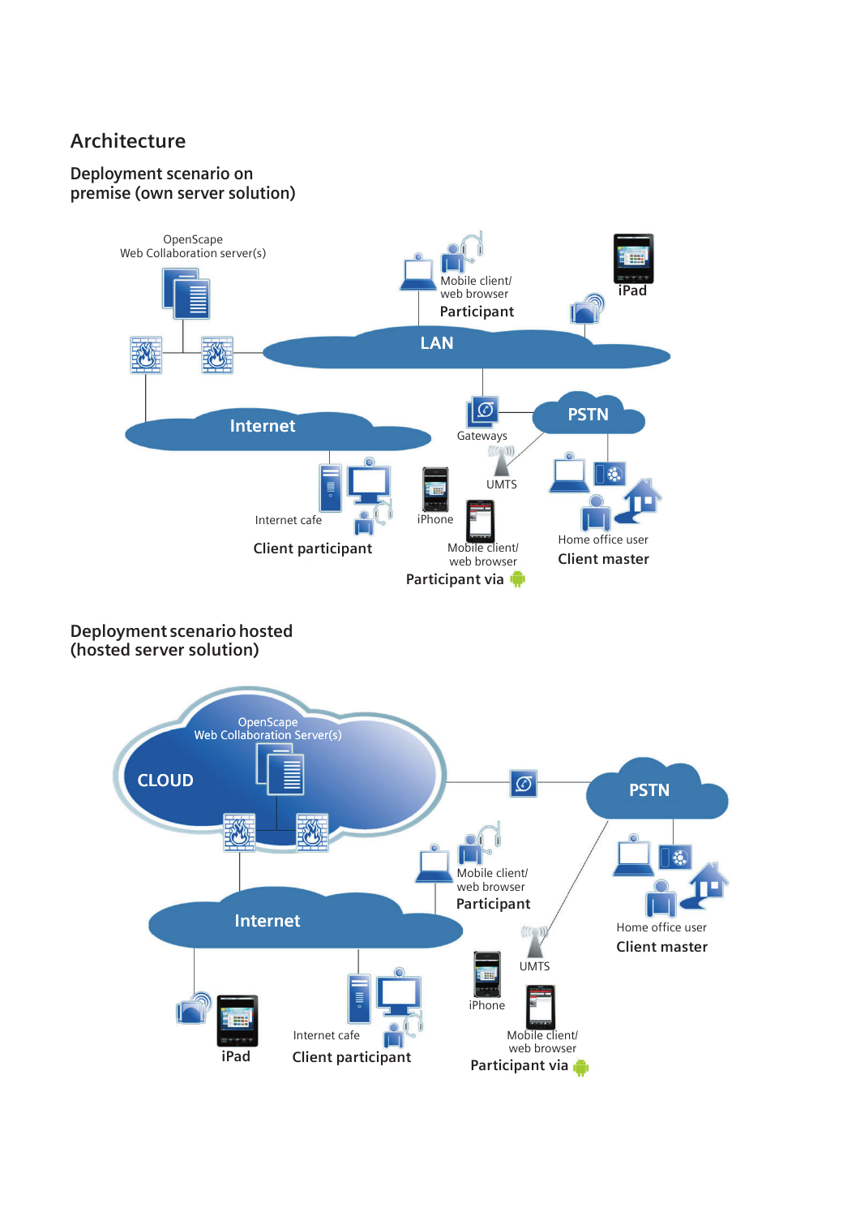# Architecture

## Deployment scenario on premise (own server solution)

## Deployment scenario hosted (hosted server solution)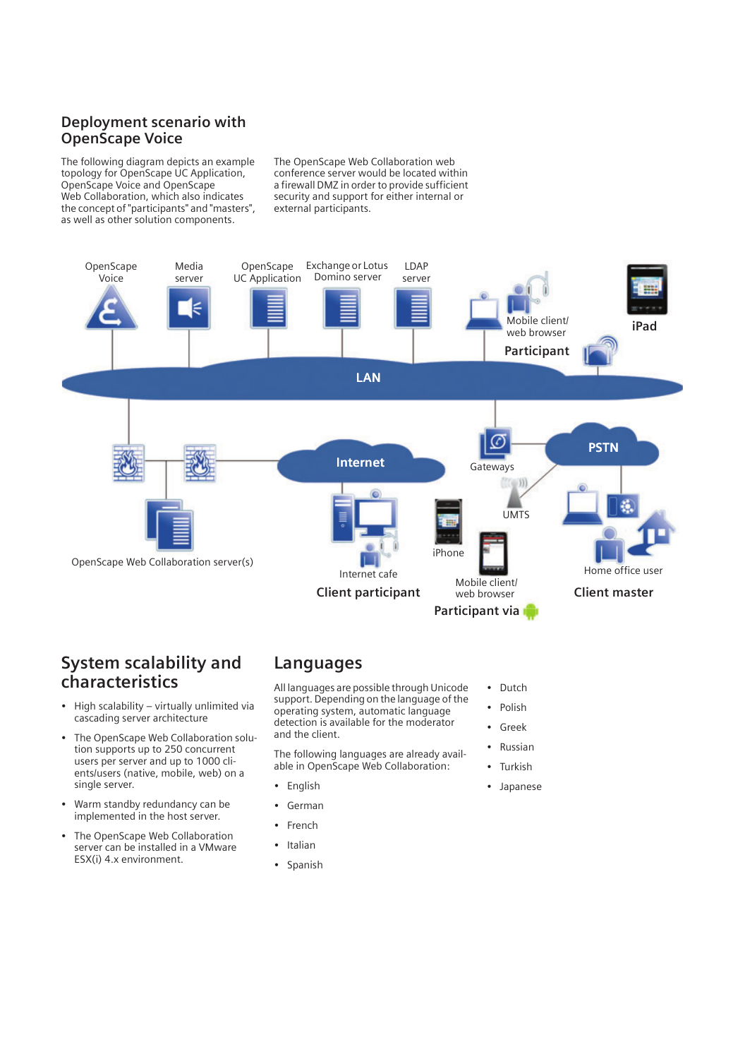## Deployment scenario with OpenScape Voice

The following diagram depicts an example topology for OpenScape UC Application, OpenScape Voice and OpenScape Web Collaboration, which also indicates the concept of "participants" and "masters", as well as other solution components.

The OpenScape Web Collaboration web conference server would be located within a firewall DMZ in order to provide sufficient security and support for either internal or external participants.

OpenScape Voice · Media server · OpenScape UC Application · Exchange or Lotus Domino server · LDAP server · Mobile client/ web browser · Participant · iPad · LAN · Internet · Gateways · PSTN · UMTS · OpenScape Web Collaboration server(s) · Internet cafe · Client participant · iPhone · Mobile client/ web browser · Participant via · Home office user · Client master

## System scalability and characteristics

- High scalability – virtually unlimited via cascading server architecture
- The OpenScape Web Collaboration solution supports up to 250 concurrent users per server and up to 1000 clients/users (native, mobile, web) on a single server.
- Warm standby redundancy can be implemented in the host server.
- The OpenScape Web Collaboration server can be installed in a VMware ESX(i) 4.x environment.

## Languages

All languages are possible through Unicode support. Depending on the language of the operating system, automatic language detection is available for the moderator and the client.

The following languages are already available in OpenScape Web Collaboration:

- English
- German
- French
- Italian
- Spanish
- Dutch
- Polish
- Greek
- Russian
- Turkish
- Japanese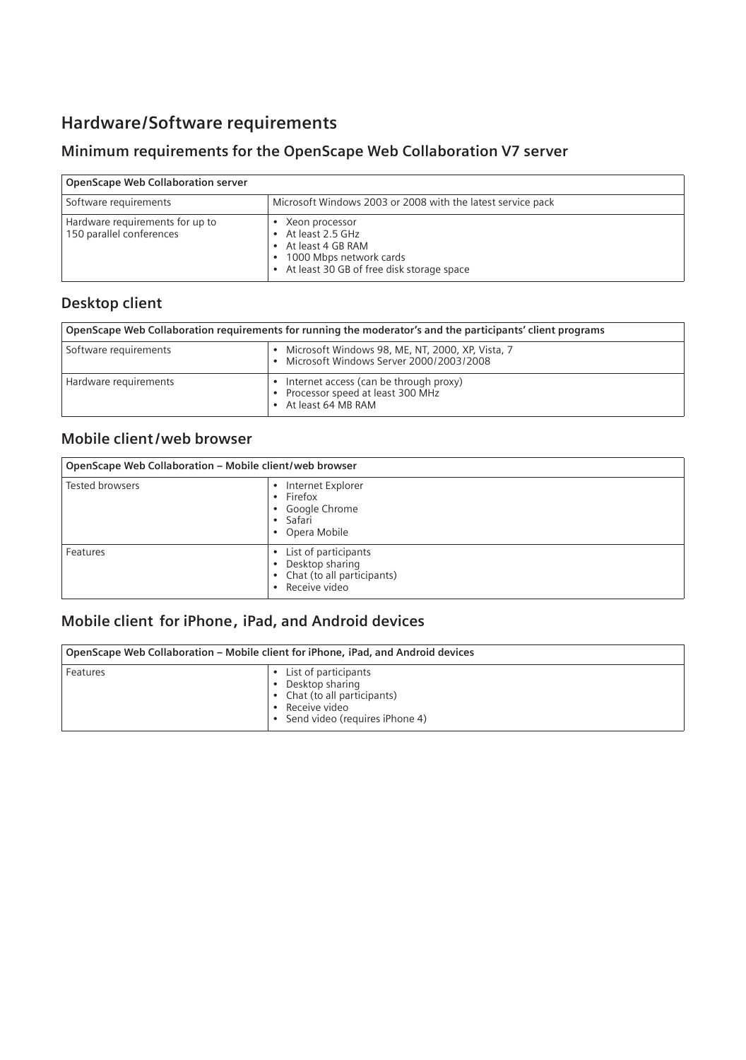# Hardware/Software requirements

## Minimum requirements for the OpenScape Web Collaboration V7 server

| OpenScape Web Collaboration server | |
|---|---|
| Software requirements | Microsoft Windows 2003 or 2008 with the latest service pack |
| Hardware requirements for up to 150 parallel conferences | • Xeon processor<br>• At least 2.5 GHz<br>• At least 4 GB RAM<br>• 1000 Mbps network cards<br>• At least 30 GB of free disk storage space |

## Desktop client

| OpenScape Web Collaboration requirements for running the moderator's and the participants' client programs | |
|---|---|
| Software requirements | • Microsoft Windows 98, ME, NT, 2000, XP, Vista, 7<br>• Microsoft Windows Server 2000/2003/2008 |
| Hardware requirements | • Internet access (can be through proxy)<br>• Processor speed at least 300 MHz<br>• At least 64 MB RAM |

## Mobile client/web browser

| OpenScape Web Collaboration – Mobile client/web browser | |
|---|---|
| Tested browsers | • Internet Explorer<br>• Firefox<br>• Google Chrome<br>• Safari<br>• Opera Mobile |
| Features | • List of participants<br>• Desktop sharing<br>• Chat (to all participants)<br>• Receive video |

## Mobile client for iPhone, iPad, and Android devices

| OpenScape Web Collaboration – Mobile client for iPhone, iPad, and Android devices | |
|---|---|
| Features | • List of participants<br>• Desktop sharing<br>• Chat (to all participants)<br>• Receive video<br>• Send video (requires iPhone 4) |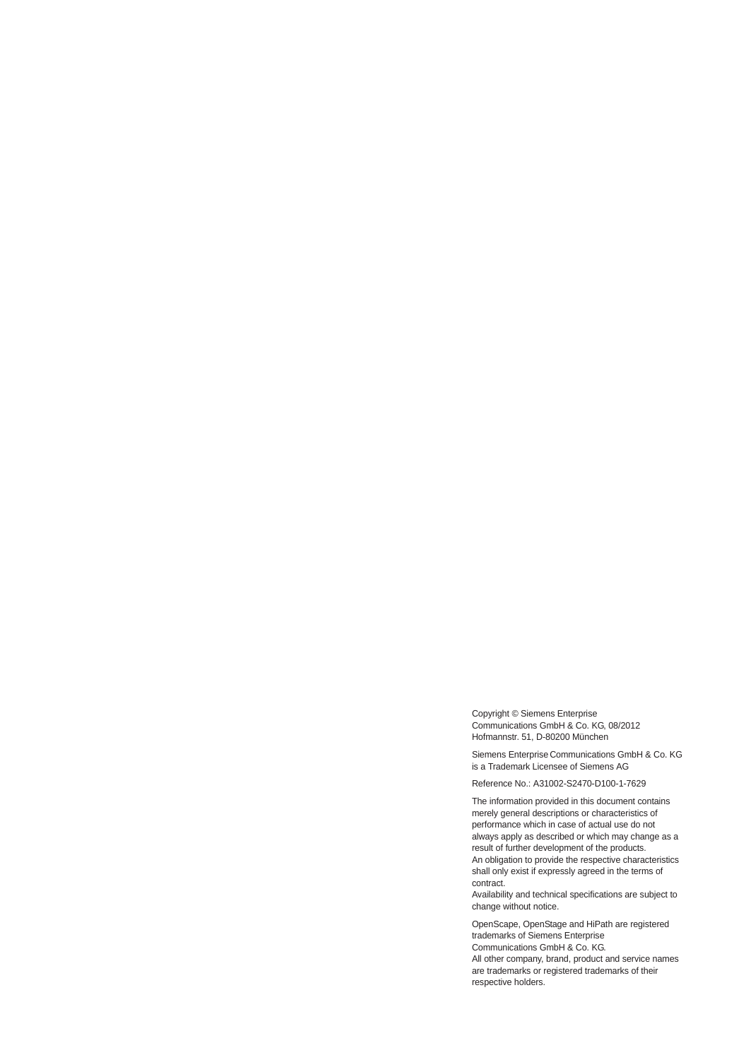Copyright © Siemens Enterprise Communications GmbH & Co. KG, 08/2012
Hofmannstr. 51, D-80200 München

Siemens Enterprise Communications GmbH & Co. KG is a Trademark Licensee of Siemens AG

Reference No.: A31002-S2470-D100-1-7629

The information provided in this document contains merely general descriptions or characteristics of performance which in case of actual use do not always apply as described or which may change as a result of further development of the products.
An obligation to provide the respective characteristics shall only exist if expressly agreed in the terms of contract.
Availability and technical specifications are subject to change without notice.

OpenScape, OpenStage and HiPath are registered trademarks of Siemens Enterprise Communications GmbH & Co. KG.
All other company, brand, product and service names are trademarks or registered trademarks of their respective holders.